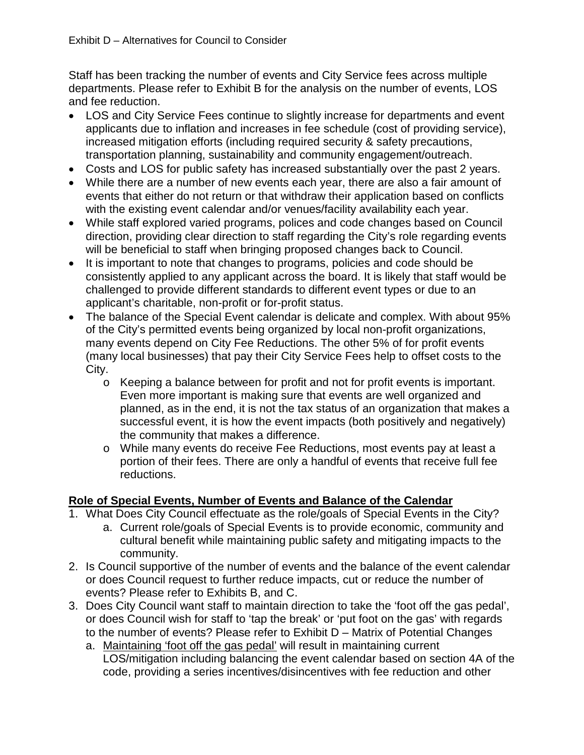Exhibit D – Alternatives for Council to Consider

Staff has been tracking the number of events and City Service fees across multiple departments. Please refer to Exhibit B for the analysis on the number of events, LOS and fee reduction.

- LOS and City Service Fees continue to slightly increase for departments and event applicants due to inflation and increases in fee schedule (cost of providing service), increased mitigation efforts (including required security & safety precautions, transportation planning, sustainability and community engagement/outreach.
- Costs and LOS for public safety has increased substantially over the past 2 years.
- While there are a number of new events each year, there are also a fair amount of events that either do not return or that withdraw their application based on conflicts with the existing event calendar and/or venues/facility availability each year.
- While staff explored varied programs, polices and code changes based on Council direction, providing clear direction to staff regarding the City's role regarding events will be beneficial to staff when bringing proposed changes back to Council.
- It is important to note that changes to programs, policies and code should be consistently applied to any applicant across the board. It is likely that staff would be challenged to provide different standards to different event types or due to an applicant's charitable, non-profit or for-profit status.
- The balance of the Special Event calendar is delicate and complex. With about 95% of the City's permitted events being organized by local non-profit organizations, many events depend on City Fee Reductions. The other 5% of for profit events (many local businesses) that pay their City Service Fees help to offset costs to the City.
    - Keeping a balance between for profit and not for profit events is important. Even more important is making sure that events are well organized and planned, as in the end, it is not the tax status of an organization that makes a successful event, it is how the event impacts (both positively and negatively) the community that makes a difference.
    - While many events do receive Fee Reductions, most events pay at least a portion of their fees. There are only a handful of events that receive full fee reductions.

**Role of Special Events, Number of Events and Balance of the Calendar**

1. What Does City Council effectuate as the role/goals of Special Events in the City?
    a. Current role/goals of Special Events is to provide economic, community and cultural benefit while maintaining public safety and mitigating impacts to the community.
2. Is Council supportive of the number of events and the balance of the event calendar or does Council request to further reduce impacts, cut or reduce the number of events? Please refer to Exhibits B, and C.
3. Does City Council want staff to maintain direction to take the 'foot off the gas pedal', or does Council wish for staff to 'tap the break' or 'put foot on the gas' with regards to the number of events? Please refer to Exhibit D – Matrix of Potential Changes
    a. Maintaining 'foot off the gas pedal' will result in maintaining current LOS/mitigation including balancing the event calendar based on section 4A of the code, providing a series incentives/disincentives with fee reduction and other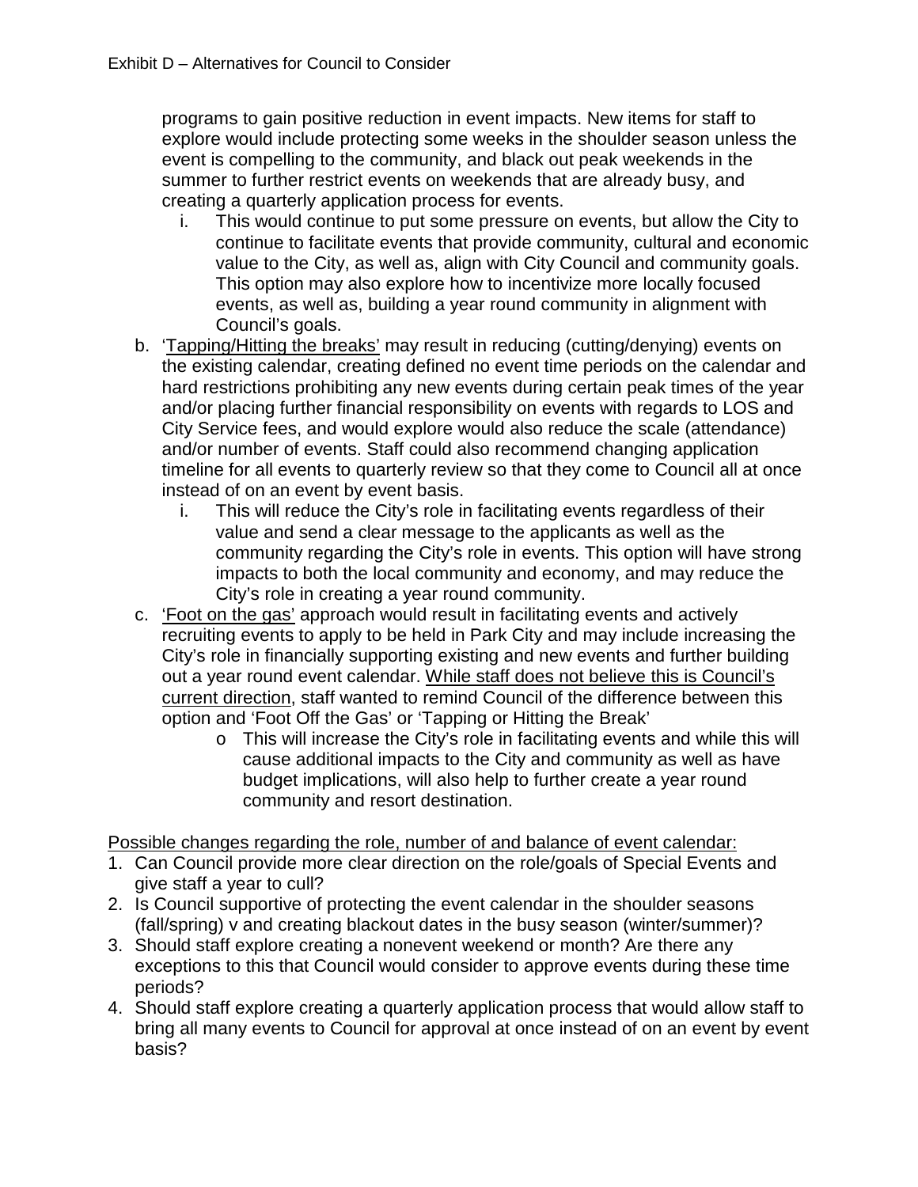programs to gain positive reduction in event impacts. New items for staff to explore would include protecting some weeks in the shoulder season unless the event is compelling to the community, and black out peak weekends in the summer to further restrict events on weekends that are already busy, and creating a quarterly application process for events.

   i. This would continue to put some pressure on events, but allow the City to continue to facilitate events that provide community, cultural and economic value to the City, as well as, align with City Council and community goals. This option may also explore how to incentivize more locally focused events, as well as, building a year round community in alignment with Council's goals.

b. <u>'Tapping/Hitting the breaks'</u> may result in reducing (cutting/denying) events on the existing calendar, creating defined no event time periods on the calendar and hard restrictions prohibiting any new events during certain peak times of the year and/or placing further financial responsibility on events with regards to LOS and City Service fees, and would explore would also reduce the scale (attendance) and/or number of events. Staff could also recommend changing application timeline for all events to quarterly review so that they come to Council all at once instead of on an event by event basis.

   i. This will reduce the City's role in facilitating events regardless of their value and send a clear message to the applicants as well as the community regarding the City's role in events. This option will have strong impacts to both the local community and economy, and may reduce the City's role in creating a year round community.

c. <u>'Foot on the gas'</u> approach would result in facilitating events and actively recruiting events to apply to be held in Park City and may include increasing the City's role in financially supporting existing and new events and further building out a year round event calendar. <u>While staff does not believe this is Council's current direction</u>, staff wanted to remind Council of the difference between this option and 'Foot Off the Gas' or 'Tapping or Hitting the Break'

   - This will increase the City's role in facilitating events and while this will cause additional impacts to the City and community as well as have budget implications, will also help to further create a year round community and resort destination.

<u>Possible changes regarding the role, number of and balance of event calendar:</u>

1. Can Council provide more clear direction on the role/goals of Special Events and give staff a year to cull?
2. Is Council supportive of protecting the event calendar in the shoulder seasons (fall/spring) v and creating blackout dates in the busy season (winter/summer)?
3. Should staff explore creating a nonevent weekend or month? Are there any exceptions to this that Council would consider to approve events during these time periods?
4. Should staff explore creating a quarterly application process that would allow staff to bring all many events to Council for approval at once instead of on an event by event basis?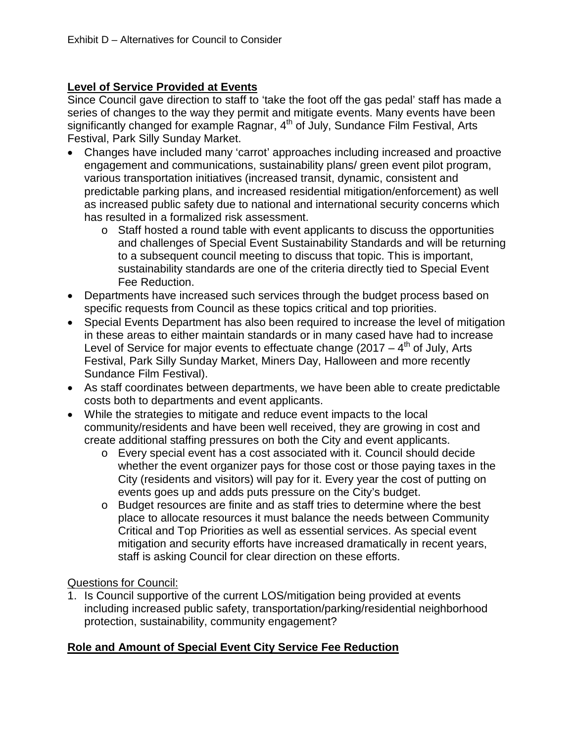Exhibit D – Alternatives for Council to Consider

**Level of Service Provided at Events**

Since Council gave direction to staff to 'take the foot off the gas pedal' staff has made a series of changes to the way they permit and mitigate events. Many events have been significantly changed for example Ragnar, 4th of July, Sundance Film Festival, Arts Festival, Park Silly Sunday Market.

- Changes have included many 'carrot' approaches including increased and proactive engagement and communications, sustainability plans/ green event pilot program, various transportation initiatives (increased transit, dynamic, consistent and predictable parking plans, and increased residential mitigation/enforcement) as well as increased public safety due to national and international security concerns which has resulted in a formalized risk assessment.
    - Staff hosted a round table with event applicants to discuss the opportunities and challenges of Special Event Sustainability Standards and will be returning to a subsequent council meeting to discuss that topic. This is important, sustainability standards are one of the criteria directly tied to Special Event Fee Reduction.
- Departments have increased such services through the budget process based on specific requests from Council as these topics critical and top priorities.
- Special Events Department has also been required to increase the level of mitigation in these areas to either maintain standards or in many cased have had to increase Level of Service for major events to effectuate change (2017 – 4th of July, Arts Festival, Park Silly Sunday Market, Miners Day, Halloween and more recently Sundance Film Festival).
- As staff coordinates between departments, we have been able to create predictable costs both to departments and event applicants.
- While the strategies to mitigate and reduce event impacts to the local community/residents and have been well received, they are growing in cost and create additional staffing pressures on both the City and event applicants.
    - Every special event has a cost associated with it. Council should decide whether the event organizer pays for those cost or those paying taxes in the City (residents and visitors) will pay for it. Every year the cost of putting on events goes up and adds puts pressure on the City's budget.
    - Budget resources are finite and as staff tries to determine where the best place to allocate resources it must balance the needs between Community Critical and Top Priorities as well as essential services. As special event mitigation and security efforts have increased dramatically in recent years, staff is asking Council for clear direction on these efforts.

Questions for Council:

1. Is Council supportive of the current LOS/mitigation being provided at events including increased public safety, transportation/parking/residential neighborhood protection, sustainability, community engagement?

**Role and Amount of Special Event City Service Fee Reduction**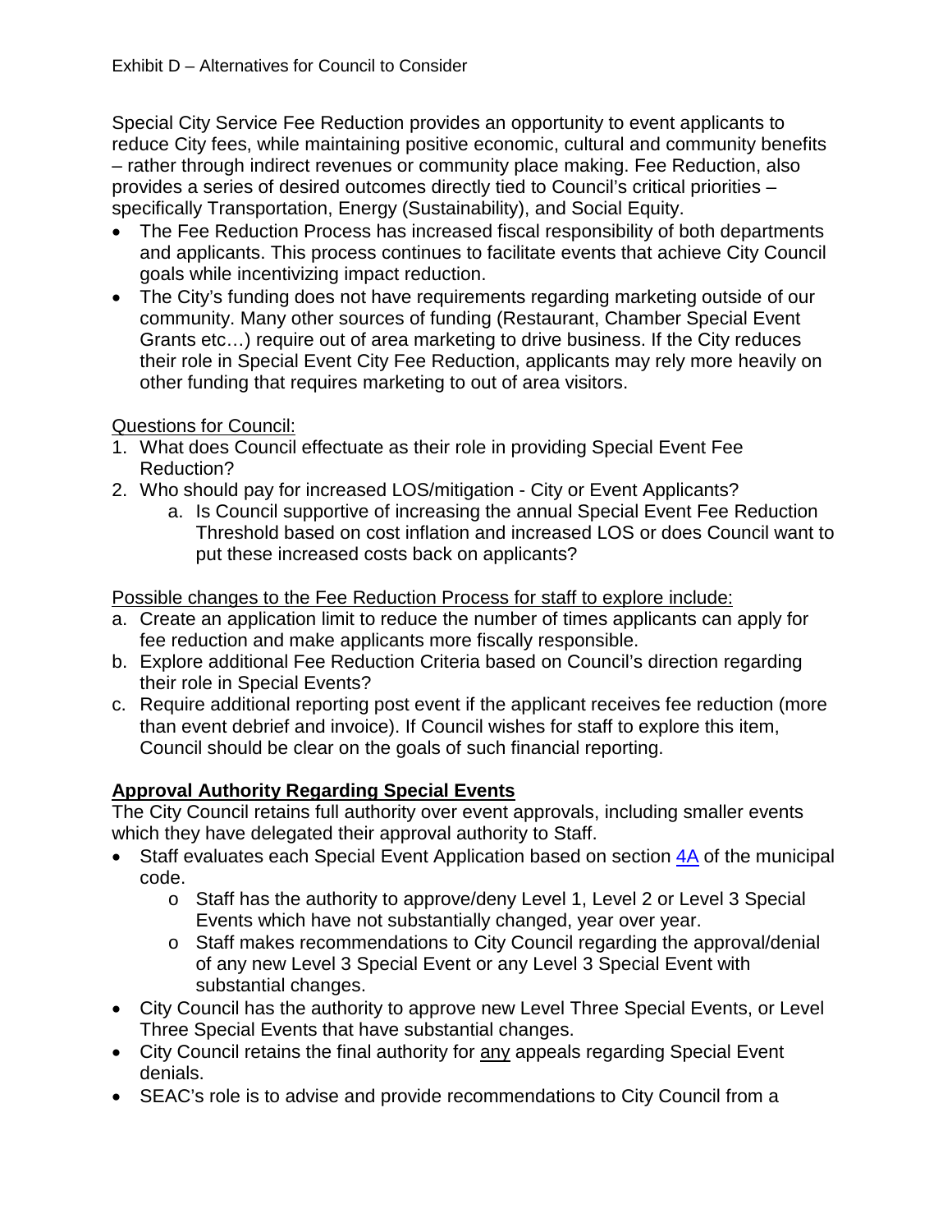Exhibit D – Alternatives for Council to Consider

Special City Service Fee Reduction provides an opportunity to event applicants to reduce City fees, while maintaining positive economic, cultural and community benefits – rather through indirect revenues or community place making. Fee Reduction, also provides a series of desired outcomes directly tied to Council's critical priorities – specifically Transportation, Energy (Sustainability), and Social Equity.

- The Fee Reduction Process has increased fiscal responsibility of both departments and applicants. This process continues to facilitate events that achieve City Council goals while incentivizing impact reduction.
- The City's funding does not have requirements regarding marketing outside of our community. Many other sources of funding (Restaurant, Chamber Special Event Grants etc…) require out of area marketing to drive business. If the City reduces their role in Special Event City Fee Reduction, applicants may rely more heavily on other funding that requires marketing to out of area visitors.

<u>Questions for Council:</u>

1. What does Council effectuate as their role in providing Special Event Fee Reduction?
2. Who should pay for increased LOS/mitigation - City or Event Applicants?
    a. Is Council supportive of increasing the annual Special Event Fee Reduction Threshold based on cost inflation and increased LOS or does Council want to put these increased costs back on applicants?

<u>Possible changes to the Fee Reduction Process for staff to explore include:</u>

a. Create an application limit to reduce the number of times applicants can apply for fee reduction and make applicants more fiscally responsible.
b. Explore additional Fee Reduction Criteria based on Council's direction regarding their role in Special Events?
c. Require additional reporting post event if the applicant receives fee reduction (more than event debrief and invoice). If Council wishes for staff to explore this item, Council should be clear on the goals of such financial reporting.

## Approval Authority Regarding Special Events

The City Council retains full authority over event approvals, including smaller events which they have delegated their approval authority to Staff.

- Staff evaluates each Special Event Application based on section 4A of the municipal code.
    - Staff has the authority to approve/deny Level 1, Level 2 or Level 3 Special Events which have not substantially changed, year over year.
    - Staff makes recommendations to City Council regarding the approval/denial of any new Level 3 Special Event or any Level 3 Special Event with substantial changes.
- City Council has the authority to approve new Level Three Special Events, or Level Three Special Events that have substantial changes.
- City Council retains the final authority for <u>any</u> appeals regarding Special Event denials.
- SEAC's role is to advise and provide recommendations to City Council from a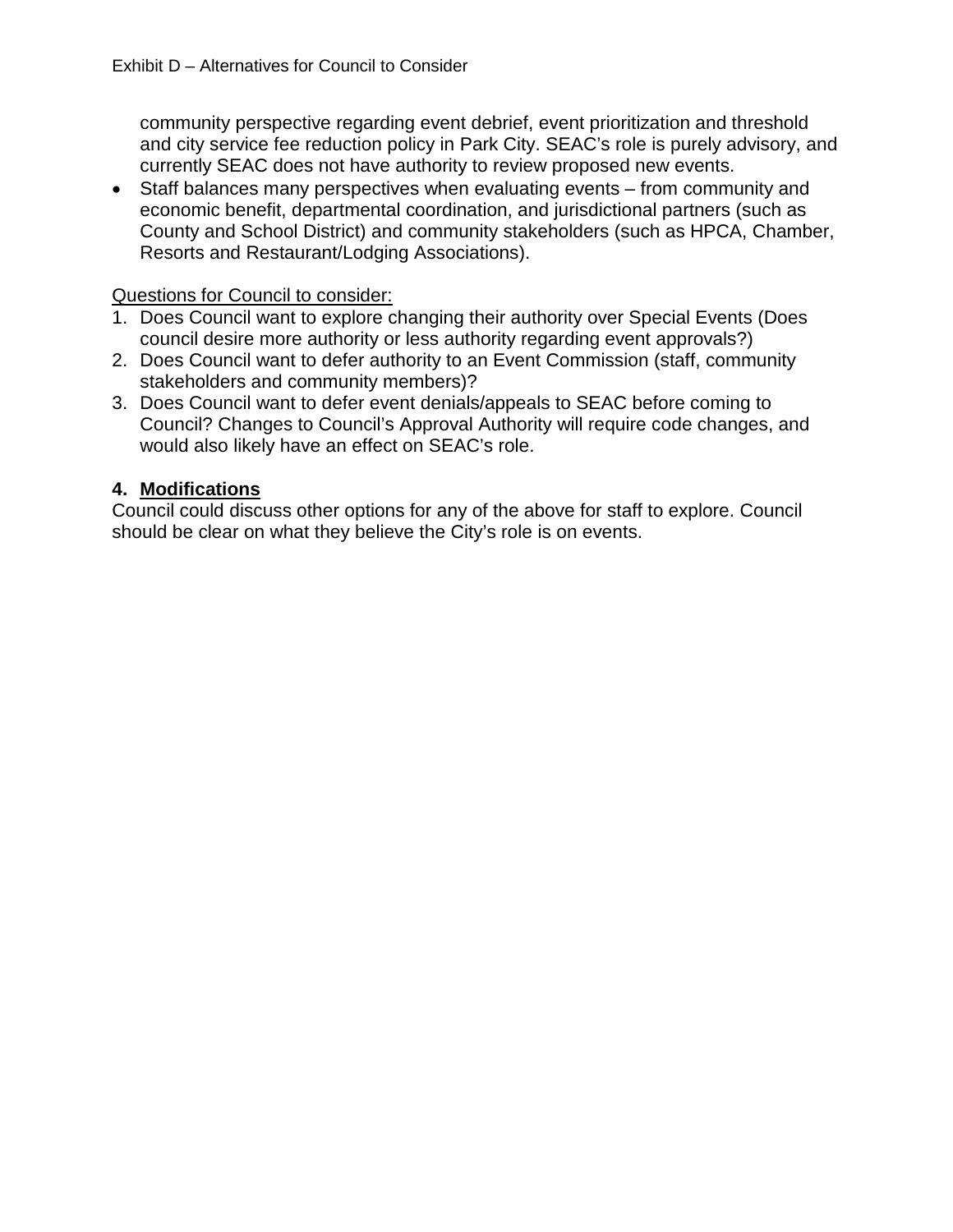community perspective regarding event debrief, event prioritization and threshold and city service fee reduction policy in Park City. SEAC's role is purely advisory, and currently SEAC does not have authority to review proposed new events.

- Staff balances many perspectives when evaluating events – from community and economic benefit, departmental coordination, and jurisdictional partners (such as County and School District) and community stakeholders (such as HPCA, Chamber, Resorts and Restaurant/Lodging Associations).

Questions for Council to consider:

1. Does Council want to explore changing their authority over Special Events (Does council desire more authority or less authority regarding event approvals?)
2. Does Council want to defer authority to an Event Commission (staff, community stakeholders and community members)?
3. Does Council want to defer event denials/appeals to SEAC before coming to Council? Changes to Council's Approval Authority will require code changes, and would also likely have an effect on SEAC's role.

**4. Modifications**

Council could discuss other options for any of the above for staff to explore. Council should be clear on what they believe the City's role is on events.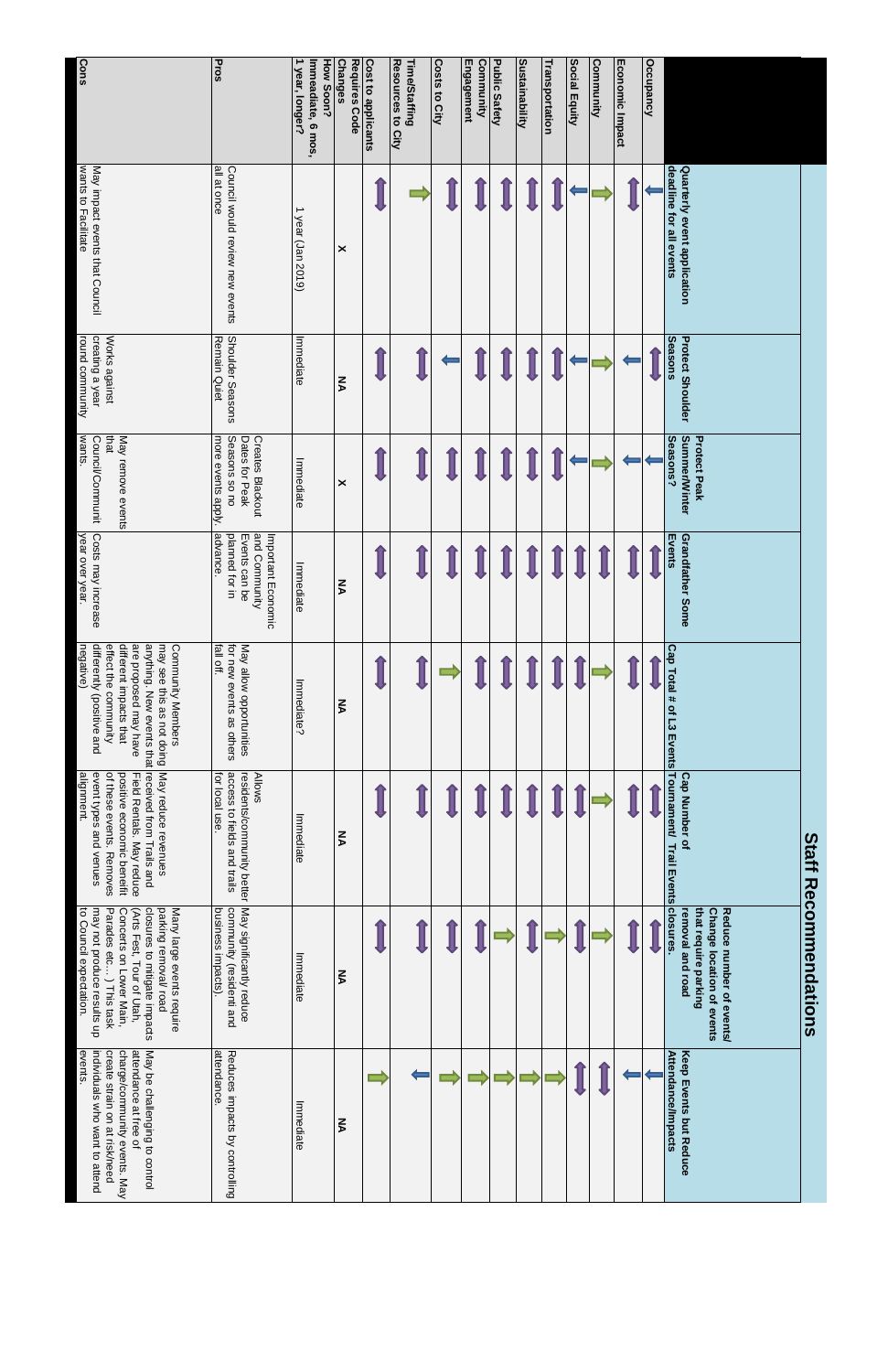# Staff Recommendations

| | Quarterly event application deadline for all events | Protect Shoulder Seasons | Protect Peak Summer/Winter Seasons? | Grandfather Some Events | Cap Total # of L3 Events | Cap Number of Tournament/ Trail Events | Reduce number of events/ Change location of events that require parking removal and road closures. | Keep Events but Reduce Attendance/Impacts |
|---|---|---|---|---|---|---|---|---|
| Occupancy | ↓ | ↔ | ↓ | ↔ | ↔ | ↔ | ↔ | ↓ |
| Economic Impact | ↔ | ↓ | ↓ | ↔ | ↔ | ↔ | ↔ | ↓ |
| Community | ↑ | ↑ | ↑ | ↔ | ↑ | ↑ | ↑ | ↔ |
| Social Equity | ↓ | ↓ | ↓ | ↔ | ↔ | ↔ | ↔ | ↔ |
| Transportation | ↔ | ↔ | ↔ | ↔ | ↔ | ↔ | ↑ | ↑ |
| Sustainability | ↔ | ↔ | ↔ | ↔ | ↔ | ↔ | ↔ | ↑ |
| Public Safety | ↔ | ↔ | ↔ | ↔ | ↔ | ↔ | ↑ | ↑ |
| Community Engagement | ↔ | ↔ | ↔ | ↔ | ↔ | ↔ | ↔ | ↑ |
| Costs to City | ↔ | ↓ | ↔ | ↔ | ↑ | ↔ | ↔ | ↑ |
| Time/Staffing Resources to City | ↑ | ↔ | ↔ | ↔ | ↔ | ↔ | ↔ | ↓ |
| Cost to applicants | ↔ | ↔ | ↔ | ↔ | ↔ | ↔ | ↔ | ↑ |
| Requires Code Changes | X | NA | X | NA | NA | NA | NA | NA |
| How Soon? Immediate, 6 mos, 1 year, longer? | 1 year (Jan 2019) | Immediate | Immediate | Immediate | Immediate? | Immediate | Immediate | Immediate |
| Pros | Council would review new events all at once | Shoulder Seasons Remain Quiet | Creates Blackout Dates for Peak Seasons so no more events apply. | Important Economic and Community Events can be planned for in advance. | May allow opportunities for new events as others fall off. | Allows residents/community better access to fields and trails for local use. | May significantly reduce community (resident and business impacts). | Reduces impacts by controlling attendance. |
| Cons | May impact events that Council wants to Facilitate | Works against creating a year round community | May remove events that Council/Community wants. | Costs may increase year over year. | Community Members may see this as not doing anything. New events that are proposed may have different impacts that effect the community differently (positive and negative) | May reduce revenues received from Trails and Field Rentals. May reduce positive economic benefit of these events. Removes event types and venues alignment. | Many large events require parking removal/ road closures to mitigate impacts (Arts Fest, Tour of Utah, Concerts on Lower Main, Parades etc… ) This task may not produce results up to Council expectation. | May be challenging to control attendance at free of charge/community events. May create strain on at risk/need individuals who want to attend events. |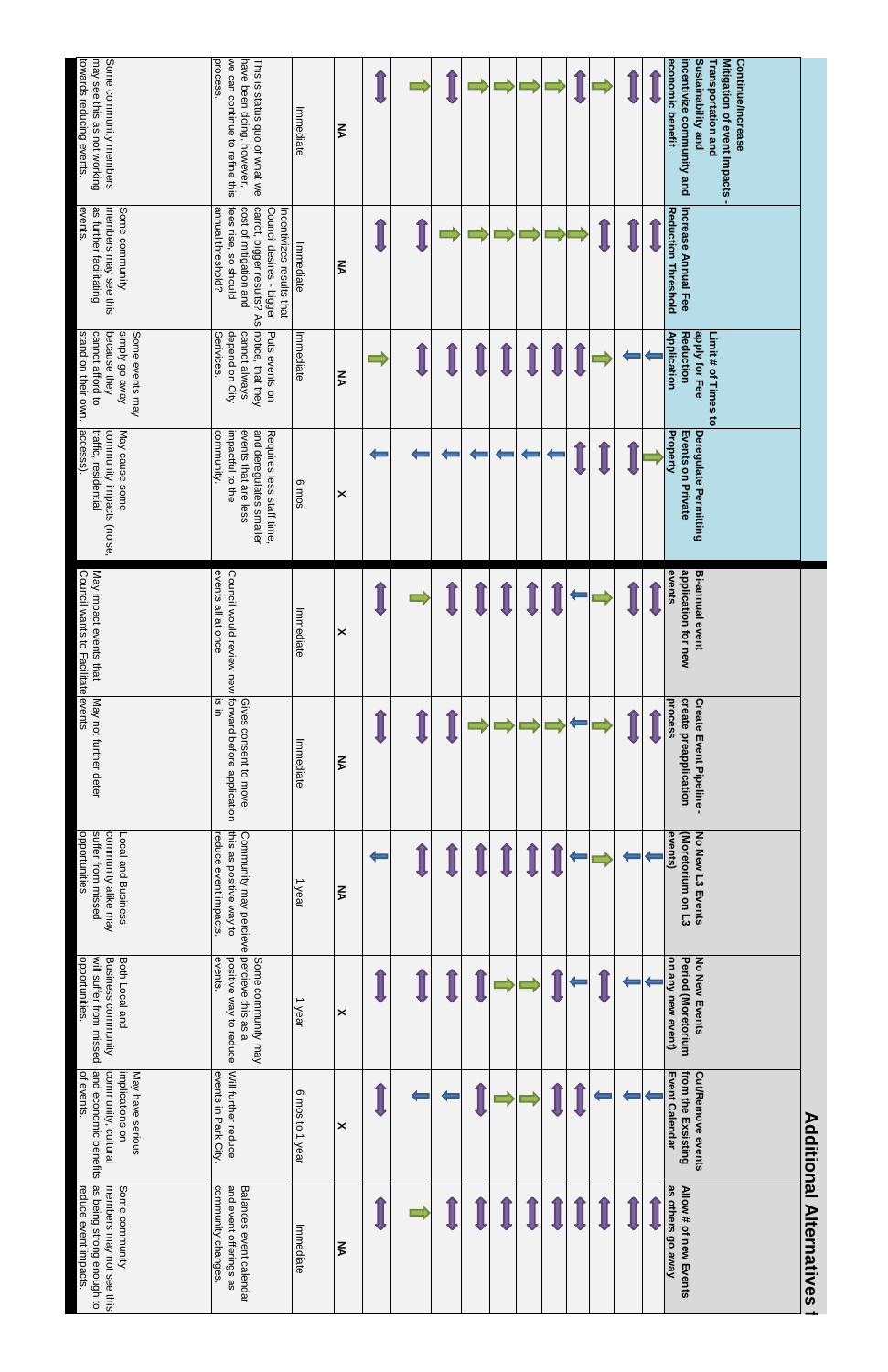# Additional Alternatives f

| | Continue/Increase Mitigation of event Impacts - Transportation and Sustainability and incentivize community and economic benefit | Increase Annual Fee Reduction Threshold | Limit # of Times to apply for Fee Reduction Application | Deregulate Permitting Events on Private Property | Bi-annual event application for new events | Create Event Pipeline - create preapplication process | No New L3 Events (Moretorium on L3 events) | No New Events Period (Moretorium on any new event) | Cut/Remove events from the Exsisting Event Calendar | Allow # of new Events as others go away |
|---|---|---|---|---|---|---|---|---|---|---|
| | ↔ | ↔ | ↓ | ↑ | ↔ | ↔ | ↓ | ↓ | ↓ | ↔ |
| | ↔ | ↔ | ↓ | ↔ | ↔ | ↔ | ↓ | ↓ | ↓ | ↔ |
| | ↑ | ↔ | ↑ | ↔ | ↑ | ↑ | ↑ | ↔ | ↓ | ↔ |
| | ↔ | ↑ | ↔ | ↔ | ↓ | ↓ | ↓ | ↓ | ↔ | ↔ |
| | ↑ | ↑ | ↔ | ↓ | ↔ | ↑ | ↔ | ↔ | ↔ | ↔ |
| | ↑ | ↑ | ↔ | ↓ | ↔ | ↑ | ↔ | ↑ | ↑ | ↔ |
| | ↑ | ↑ | ↔ | ↓ | ↔ | ↑ | ↔ | ↑ | ↑ | ↔ |
| | ↑ | ↑ | ↔ | ↓ | ↔ | ↑ | ↔ | ↔ | ↔ | ↔ |
| | ↔ | ↑ | ↔ | ↓ | ↔ | ↔ | ↔ | ↔ | ↓ | ↔ |
| | ↑ | ↔ | ↔ | ↓ | ↑ | ↔ | ↔ | ↔ | ↓ | ↑ |
| | ↔ | ↔ | ↑ | ↓ | ↔ | ↔ | ↓ | ↔ | ↔ | ↔ |
| | NA | NA | NA | X | X | NA | NA | X | X | NA |
| | Immediate | Immediate | Immediate | 6 mos | Immediate | Immediate | 1 year | 1 year | 6 mos to 1 year | Immediate |
| | This is status quo of what we have been doing, however, we can continue to refine this process. | Incentivizes results that Council desires - bigger carrot, bigger results? As cost of mitigation and fees rise, so should annual threshold? | Puts events on notice, that they cannot always depend on City Services. | Requires less staff time, and deregulates smaller events that are less impactful to the community. | Council would review new events all at once | Gives consent to move forward before application is in | Community may percieve this as positive way to reduce event impacts. | Some community may perceive this as a positive way to reduce events. | Will further reduce events in Park City. | Balances event calendar and event offerings as community changes. |
| | Some community members may see this as not working towards reducing events. | Some community members may see this as further facilitating events. | Some events may simply go away because they cannot afford to stand on their own. | May cause some community impacts (noise, traffic, residential access). | May impact events that Council wants to Facilitate | May not further deter events | Local and Business community alike may suffer from missed opportunities. | Both Local and Business community will suffer from missed opportunities. | May have serious implications on community, cultural and economic benefits of events. | Some community members may not see this as being strong enough to reduce event impacts. |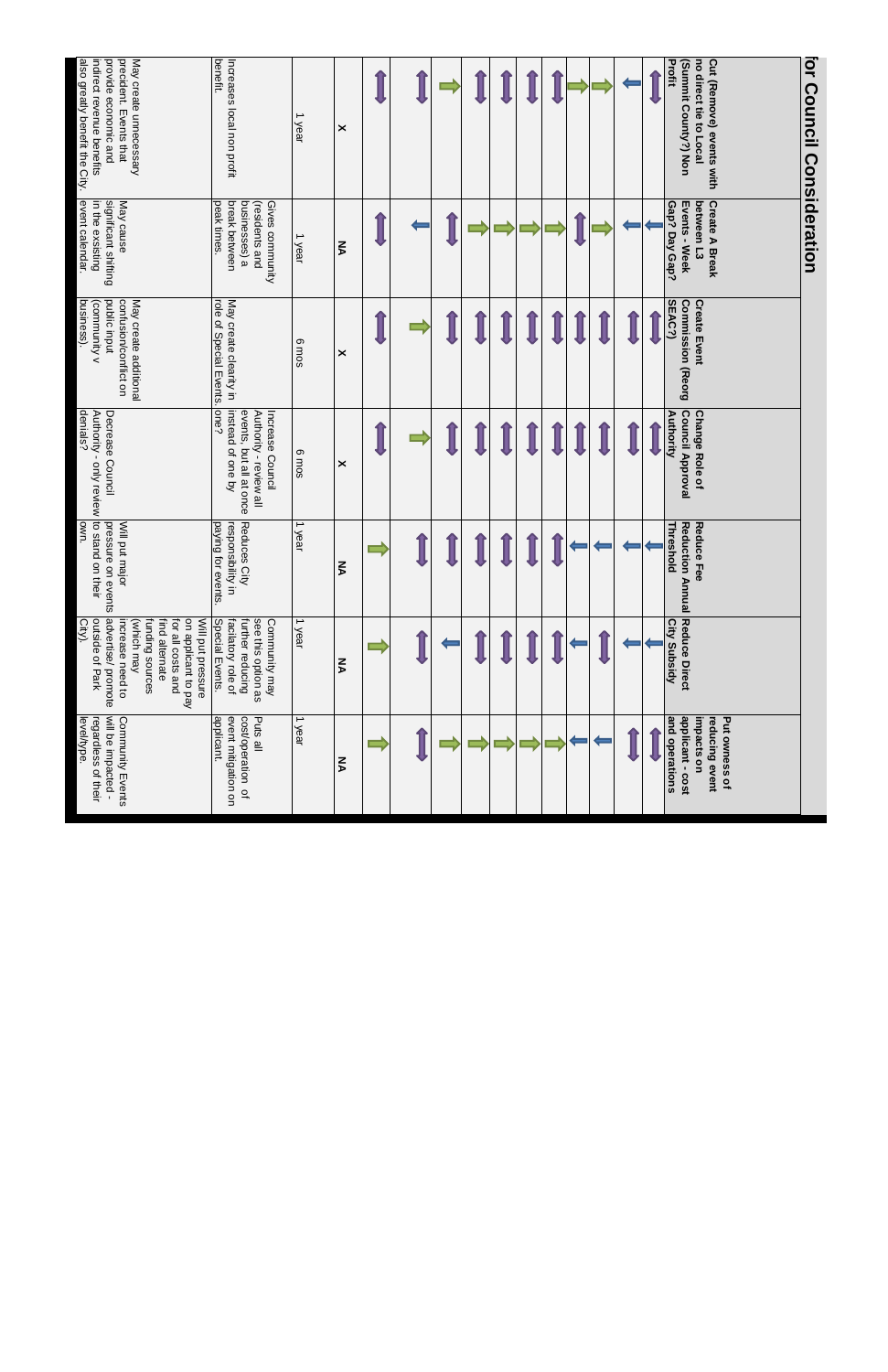# for Council Consideration

| Cut (Remove) events with no direct tie to Local (Summit County?) Non Profit | Create A Break between L3 Events - Week Gap? Day Gap? | Create Event Commission (Reorg SEAC?) | Change Role of Council Approval Authority | Reduce Fee Reduction Annual Threshold | Reduce Direct City Subsidy | Put owness of reducing event impacts on applicant - cost and operations |
|---|---|---|---|---|---|---|
| ↔ | ↓ | ↔ | ↔ | ↓ | ↓ | ↔ |
| ↓ | ↓ | ↔ | ↔ | ↓ | ↓ | ↔ |
| ↑ | ↑ | ↔ | ↔ | ↓ | ↔ | ↓ |
| ↑ | ↔ | ↔ | ↔ | ↓ | ↓ | ↓ |
| ↔ | ↑ | ↔ | ↔ | ↔ | ↔ | ↑ |
| ↔ | ↑ | ↔ | ↔ | ↔ | ↔ | ↑ |
| ↔ | ↑ | ↔ | ↔ | ↔ | ↔ | ↑ |
| ↔ | ↑ | ↔ | ↔ | ↔ | ↔ | ↑ |
| ↑ | ↔ | ↔ | ↔ | ↔ | ↓ | ↑ |
| ↔ | ↓ | ↑ | ↑ | ↔ | ↔ | ↔ |
| ↔ | ↔ | ↔ | ↔ | ↑ | ↑ | ↑ |
| X | NA | X | X | NA | NA | NA |
| 1 year | 1 year | 6 mos | 6 mos | 1 year | 1 year | 1 year |
| Increases local non profit benefit. | Gives community (residents and businesses) a break between peak times. | May create clarity in role of Special Events. | Increase Council Authority - review all events, but all at once instead of one by one? | Reduces City responsibility in paying for events. | Community may see this option as further reducing faciatory role of Special Events. | Puts all cost/operation of event mitigation on applicant. |
| May create unnecessary precident. Events that provide economic and indirect revenue benefits also greatly benefit the City. | May cause significant shifting in the exsisting event calendar. | May create additional confusion/conflict on public input (community v business). | Decrease Council Authority - only review denials? | Will put major pressure on events to stand on their own. | Will put pressure on applicant to pay for all costs and find alternate funding sources (which may increase need to advertise/ promote outside of Park City). | Community Events will be impacted - regardless of their level/type. |